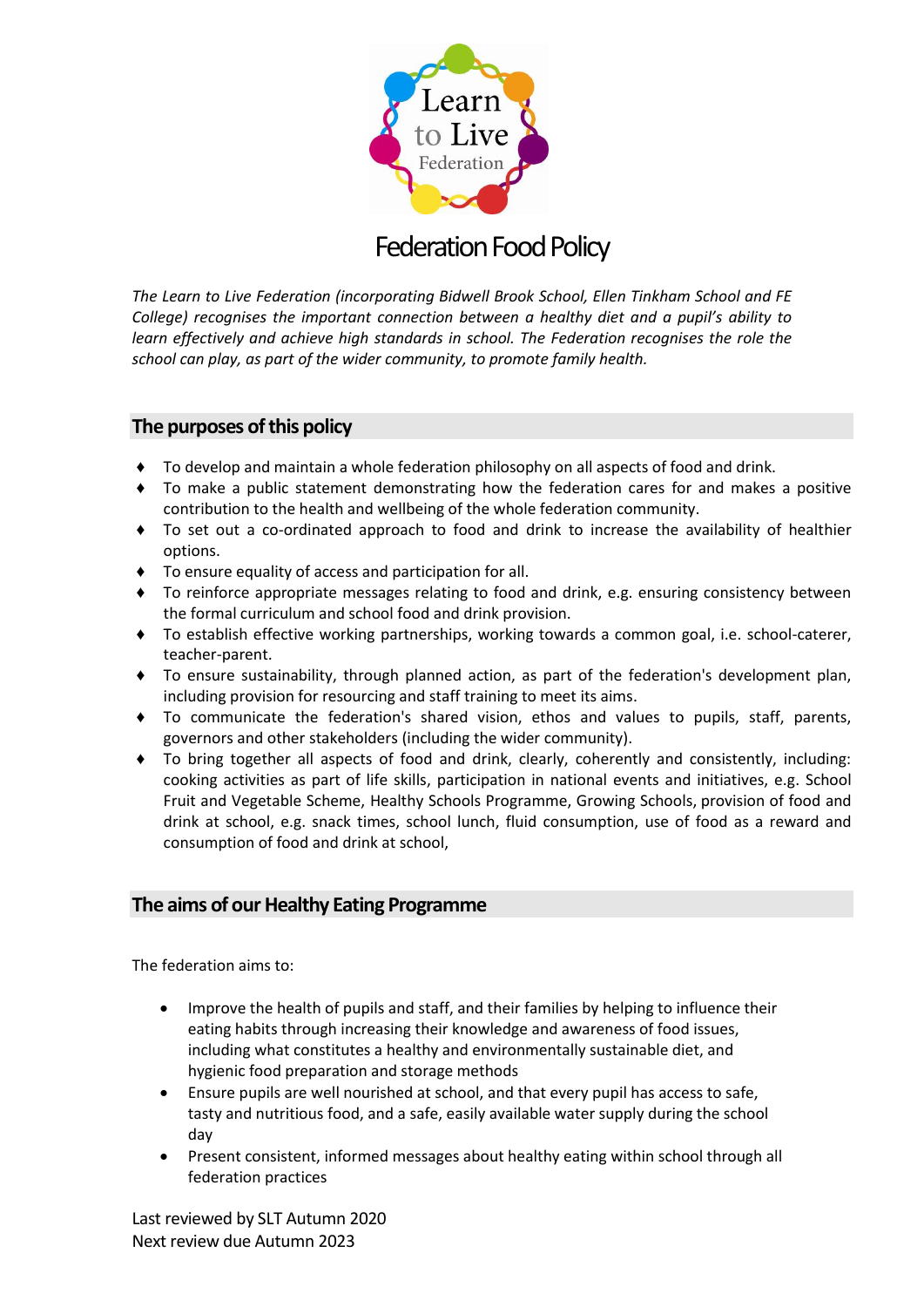# Federation Food Policy

*The Learn to Live Federation (incorporating Bidwell Brook School, Ellen Tinkham School and FE College) recognises the important connection between a healthy diet and a pupil's ability to learn effectively and achieve high standards in school. The Federation recognises the role the school can play, as part of the wider community, to promote family health.*

## The purposes of this policy

- To develop and maintain a whole federation philosophy on all aspects of food and drink.
- To make a public statement demonstrating how the federation cares for and makes a positive contribution to the health and wellbeing of the whole federation community.
- To set out a co-ordinated approach to food and drink to increase the availability of healthier options.
- To ensure equality of access and participation for all.
- To reinforce appropriate messages relating to food and drink, e.g. ensuring consistency between the formal curriculum and school food and drink provision.
- To establish effective working partnerships, working towards a common goal, i.e. school-caterer, teacher-parent.
- To ensure sustainability, through planned action, as part of the federation's development plan, including provision for resourcing and staff training to meet its aims.
- To communicate the federation's shared vision, ethos and values to pupils, staff, parents, governors and other stakeholders (including the wider community).
- To bring together all aspects of food and drink, clearly, coherently and consistently, including: cooking activities as part of life skills, participation in national events and initiatives, e.g. School Fruit and Vegetable Scheme, Healthy Schools Programme, Growing Schools, provision of food and drink at school, e.g. snack times, school lunch, fluid consumption, use of food as a reward and consumption of food and drink at school,

## The aims of our Healthy Eating Programme

The federation aims to:

- Improve the health of pupils and staff, and their families by helping to influence their eating habits through increasing their knowledge and awareness of food issues, including what constitutes a healthy and environmentally sustainable diet, and hygienic food preparation and storage methods
- Ensure pupils are well nourished at school, and that every pupil has access to safe, tasty and nutritious food, and a safe, easily available water supply during the school day
- Present consistent, informed messages about healthy eating within school through all federation practices

Last reviewed by SLT Autumn 2020
Next review due Autumn 2023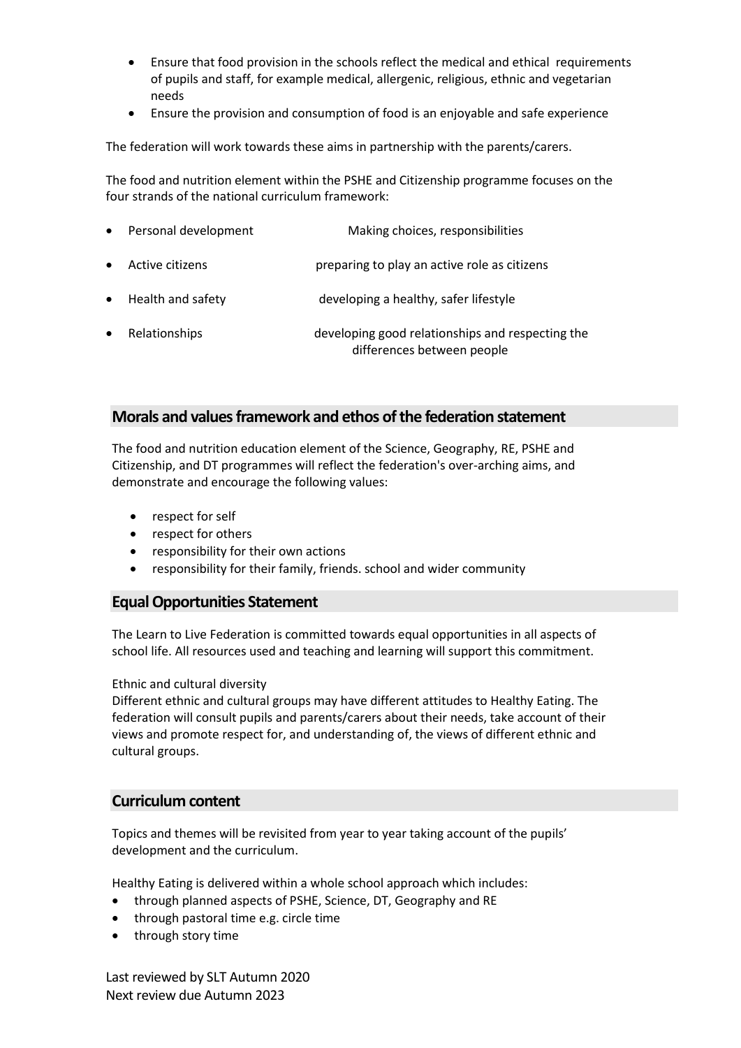- Ensure that food provision in the schools reflect the medical and ethical requirements of pupils and staff, for example medical, allergenic, religious, ethnic and vegetarian needs
- Ensure the provision and consumption of food is an enjoyable and safe experience

The federation will work towards these aims in partnership with the parents/carers.

The food and nutrition element within the PSHE and Citizenship programme focuses on the four strands of the national curriculum framework:

- Personal development — Making choices, responsibilities
- Active citizens — preparing to play an active role as citizens
- Health and safety — developing a healthy, safer lifestyle
- Relationships — developing good relationships and respecting the differences between people

## Morals and values framework and ethos of the federation statement

The food and nutrition education element of the Science, Geography, RE, PSHE and Citizenship, and DT programmes will reflect the federation's over-arching aims, and demonstrate and encourage the following values:

- respect for self
- respect for others
- responsibility for their own actions
- responsibility for their family, friends. school and wider community

## Equal Opportunities Statement

The Learn to Live Federation is committed towards equal opportunities in all aspects of school life. All resources used and teaching and learning will support this commitment.

Ethnic and cultural diversity
Different ethnic and cultural groups may have different attitudes to Healthy Eating. The federation will consult pupils and parents/carers about their needs, take account of their views and promote respect for, and understanding of, the views of different ethnic and cultural groups.

## Curriculum content

Topics and themes will be revisited from year to year taking account of the pupils' development and the curriculum.

Healthy Eating is delivered within a whole school approach which includes:

- through planned aspects of PSHE, Science, DT, Geography and RE
- through pastoral time e.g. circle time
- through story time

Last reviewed by SLT Autumn 2020
Next review due Autumn 2023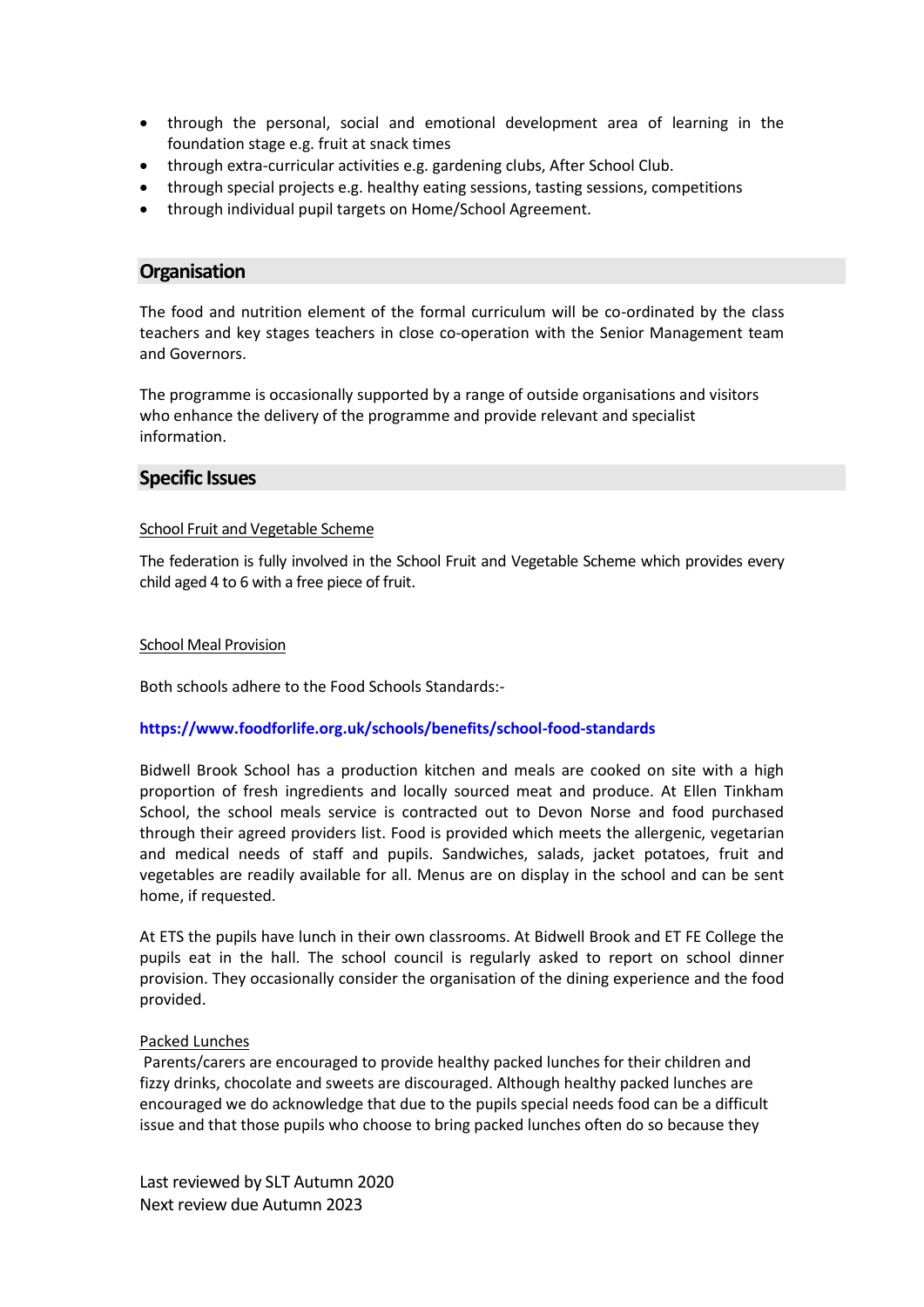- through the personal, social and emotional development area of learning in the foundation stage e.g. fruit at snack times
- through extra-curricular activities e.g. gardening clubs, After School Club.
- through special projects e.g. healthy eating sessions, tasting sessions, competitions
- through individual pupil targets on Home/School Agreement.

## Organisation

The food and nutrition element of the formal curriculum will be co-ordinated by the class teachers and key stages teachers in close co-operation with the Senior Management team and Governors.

The programme is occasionally supported by a range of outside organisations and visitors who enhance the delivery of the programme and provide relevant and specialist information.

## Specific Issues

School Fruit and Vegetable Scheme

The federation is fully involved in the School Fruit and Vegetable Scheme which provides every child aged 4 to 6 with a free piece of fruit.

School Meal Provision

Both schools adhere to the Food Schools Standards:-

**https://www.foodforlife.org.uk/schools/benefits/school-food-standards**

Bidwell Brook School has a production kitchen and meals are cooked on site with a high proportion of fresh ingredients and locally sourced meat and produce. At Ellen Tinkham School, the school meals service is contracted out to Devon Norse and food purchased through their agreed providers list. Food is provided which meets the allergenic, vegetarian and medical needs of staff and pupils. Sandwiches, salads, jacket potatoes, fruit and vegetables are readily available for all. Menus are on display in the school and can be sent home, if requested.

At ETS the pupils have lunch in their own classrooms. At Bidwell Brook and ET FE College the pupils eat in the hall. The school council is regularly asked to report on school dinner provision. They occasionally consider the organisation of the dining experience and the food provided.

Packed Lunches

Parents/carers are encouraged to provide healthy packed lunches for their children and fizzy drinks, chocolate and sweets are discouraged. Although healthy packed lunches are encouraged we do acknowledge that due to the pupils special needs food can be a difficult issue and that those pupils who choose to bring packed lunches often do so because they

Last reviewed by SLT Autumn 2020
Next review due Autumn 2023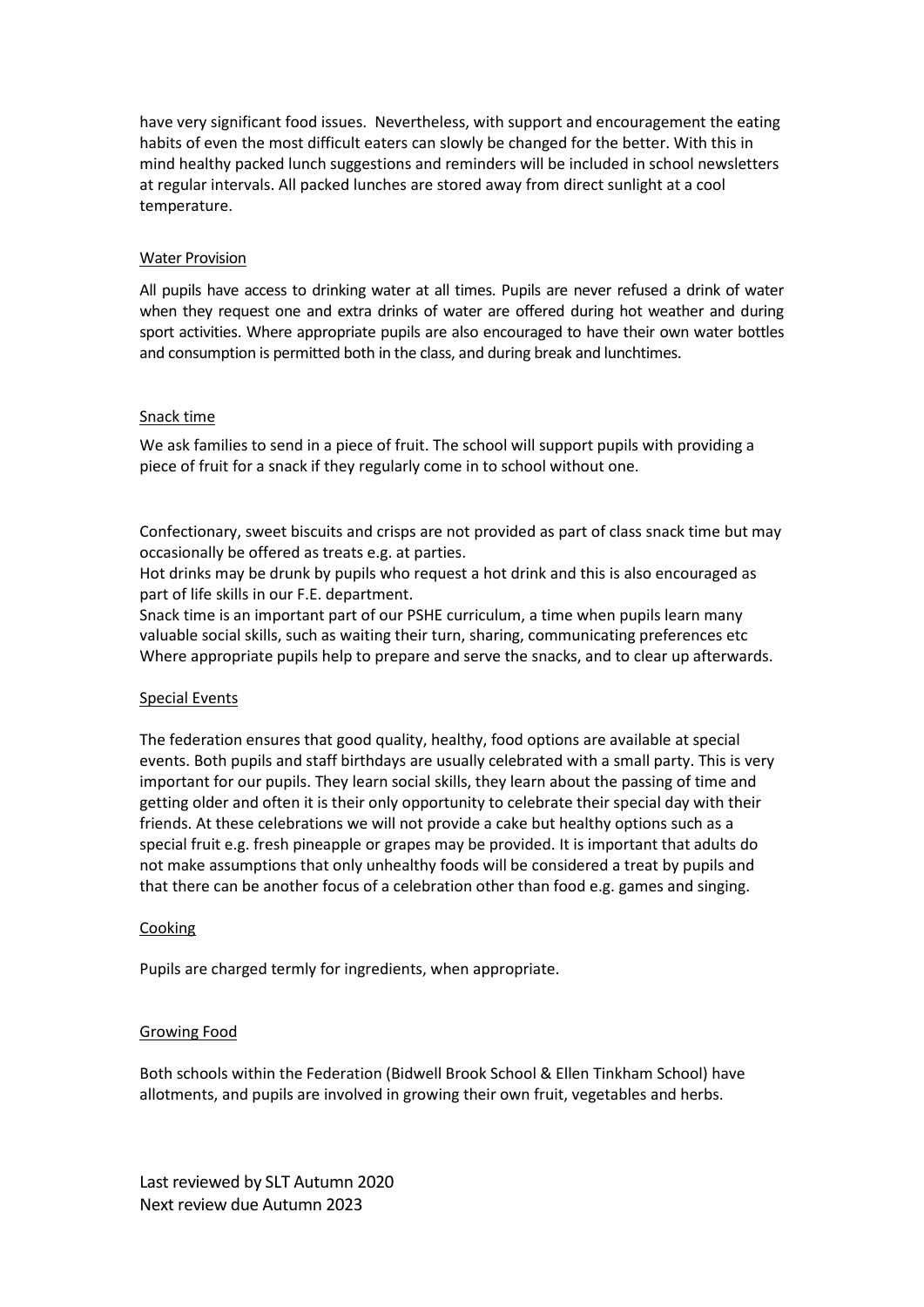have very significant food issues. Nevertheless, with support and encouragement the eating habits of even the most difficult eaters can slowly be changed for the better. With this in mind healthy packed lunch suggestions and reminders will be included in school newsletters at regular intervals. All packed lunches are stored away from direct sunlight at a cool temperature.

## Water Provision

All pupils have access to drinking water at all times. Pupils are never refused a drink of water when they request one and extra drinks of water are offered during hot weather and during sport activities. Where appropriate pupils are also encouraged to have their own water bottles and consumption is permitted both in the class, and during break and lunchtimes.

## Snack time

We ask families to send in a piece of fruit. The school will support pupils with providing a piece of fruit for a snack if they regularly come in to school without one.

Confectionary, sweet biscuits and crisps are not provided as part of class snack time but may occasionally be offered as treats e.g. at parties.

Hot drinks may be drunk by pupils who request a hot drink and this is also encouraged as part of life skills in our F.E. department.

Snack time is an important part of our PSHE curriculum, a time when pupils learn many valuable social skills, such as waiting their turn, sharing, communicating preferences etc

Where appropriate pupils help to prepare and serve the snacks, and to clear up afterwards.

## Special Events

The federation ensures that good quality, healthy, food options are available at special events. Both pupils and staff birthdays are usually celebrated with a small party. This is very important for our pupils. They learn social skills, they learn about the passing of time and getting older and often it is their only opportunity to celebrate their special day with their friends. At these celebrations we will not provide a cake but healthy options such as a special fruit e.g. fresh pineapple or grapes may be provided. It is important that adults do not make assumptions that only unhealthy foods will be considered a treat by pupils and that there can be another focus of a celebration other than food e.g. games and singing.

## Cooking

Pupils are charged termly for ingredients, when appropriate.

## Growing Food

Both schools within the Federation (Bidwell Brook School & Ellen Tinkham School) have allotments, and pupils are involved in growing their own fruit, vegetables and herbs.

Last reviewed by SLT Autumn 2020
Next review due Autumn 2023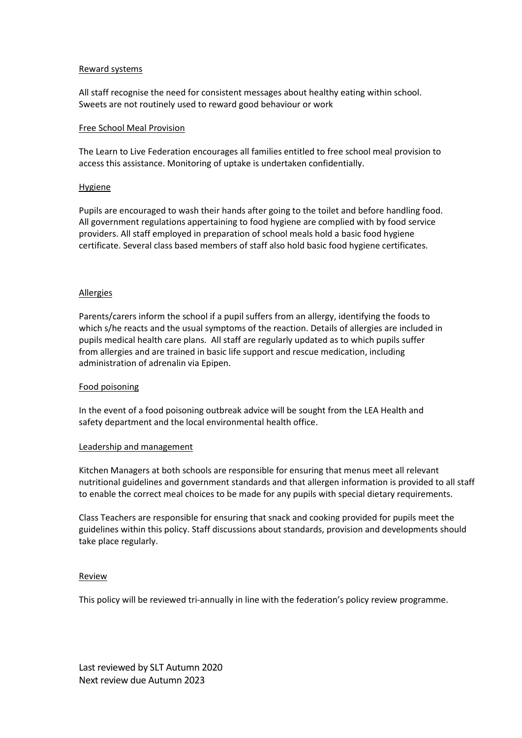## Reward systems

All staff recognise the need for consistent messages about healthy eating within school. Sweets are not routinely used to reward good behaviour or work

## Free School Meal Provision

The Learn to Live Federation encourages all families entitled to free school meal provision to access this assistance. Monitoring of uptake is undertaken confidentially.

## Hygiene

Pupils are encouraged to wash their hands after going to the toilet and before handling food. All government regulations appertaining to food hygiene are complied with by food service providers. All staff employed in preparation of school meals hold a basic food hygiene certificate. Several class based members of staff also hold basic food hygiene certificates.

## Allergies

Parents/carers inform the school if a pupil suffers from an allergy, identifying the foods to which s/he reacts and the usual symptoms of the reaction. Details of allergies are included in pupils medical health care plans. All staff are regularly updated as to which pupils suffer from allergies and are trained in basic life support and rescue medication, including administration of adrenalin via Epipen.

## Food poisoning

In the event of a food poisoning outbreak advice will be sought from the LEA Health and safety department and the local environmental health office.

## Leadership and management

Kitchen Managers at both schools are responsible for ensuring that menus meet all relevant nutritional guidelines and government standards and that allergen information is provided to all staff to enable the correct meal choices to be made for any pupils with special dietary requirements.

Class Teachers are responsible for ensuring that snack and cooking provided for pupils meet the guidelines within this policy. Staff discussions about standards, provision and developments should take place regularly.

## Review

This policy will be reviewed tri-annually in line with the federation's policy review programme.

Last reviewed by SLT Autumn 2020
Next review due Autumn 2023